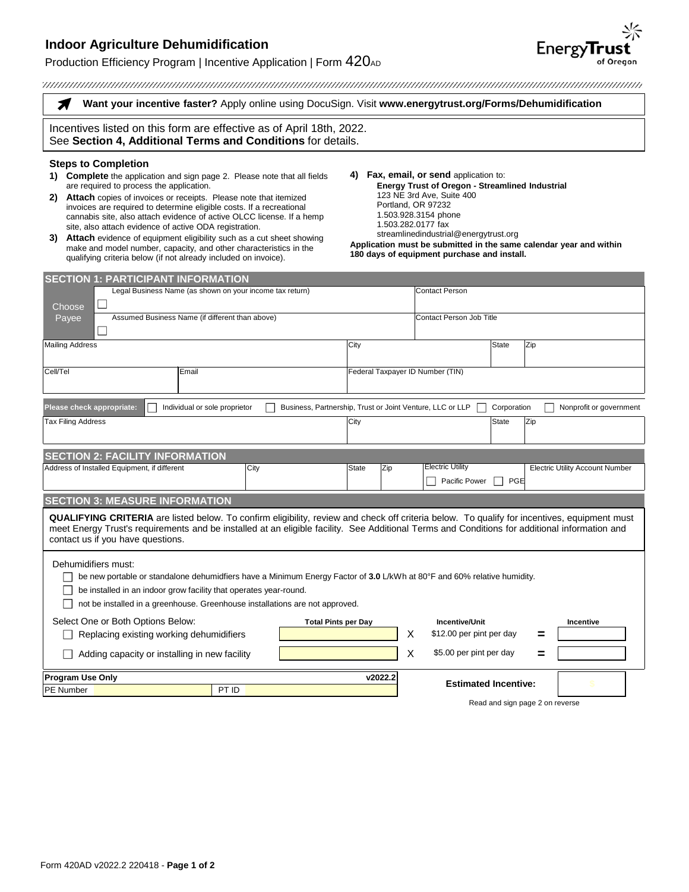# Indoor Agriculture Dehumidification

Production Efficiency Program | Incentive Application | Form 420AD

**Want your incentive faster?** Apply online using DocuSign. Visit **www.energytrust.org/Forms/Dehumidification**

Incentives listed on this form are effective as of April 18th, 2022.
See **Section 4, Additional Terms and Conditions** for details.

### Steps to Completion

1) **Complete** the application and sign page 2. Please note that all fields are required to process the application.
2) **Attach** copies of invoices or receipts. Please note that itemized invoices are required to determine eligible costs. If a recreational cannabis site, also attach evidence of active OLCC license. If a hemp site, also attach evidence of active ODA registration.
3) **Attach** evidence of equipment eligibility such as a cut sheet showing make and model number, capacity, and other characteristics in the qualifying criteria below (if not already included on invoice).
4) **Fax, email, or send** application to:
   **Energy Trust of Oregon - Streamlined Industrial**
   123 NE 3rd Ave, Suite 400
   Portland, OR 97232
   1.503.928.3154 phone
   1.503.282.0177 fax
   streamlinedindustrial@energytrust.org

**Application must be submitted in the same calendar year and within 180 days of equipment purchase and install.**

## SECTION 1: PARTICIPANT INFORMATION

| Choose Payee | | | | |
|---|---|---|---|---|
| ☐ Legal Business Name (as shown on your income tax return) | | Contact Person | | |
| ☐ Assumed Business Name (if different than above) | | Contact Person Job Title | | |
| Mailing Address | | City | State | Zip |
| Cell/Tel | Email | Federal Taxpayer ID Number (TIN) | | |

**Please check appropriate:** ☐ Individual or sole proprietor ☐ Business, Partnership, Trust or Joint Venture, LLC or LLP ☐ Corporation ☐ Nonprofit or government

| Tax Filing Address | City | State | Zip |
|---|---|---|---|
| | | | |

## SECTION 2: FACILITY INFORMATION

| Address of Installed Equipment, if different | City | State | Zip | Electric Utility | Electric Utility Account Number |
|---|---|---|---|---|---|
| | | | | ☐ Pacific Power ☐ PGE | |

## SECTION 3: MEASURE INFORMATION

**QUALIFYING CRITERIA** are listed below. To confirm eligibility, review and check off criteria below. To qualify for incentives, equipment must meet Energy Trust's requirements and be installed at an eligible facility. See Additional Terms and Conditions for additional information and contact us if you have questions.

Dehumidifiers must:

- ☐ be new portable or standalone dehumidfiers have a Minimum Energy Factor of **3.0** L/kWh at 80°F and 60% relative humidity.
- ☐ be installed in an indoor grow facility that operates year-round.
- ☐ not be installed in a greenhouse. Greenhouse installations are not approved.

| Select One or Both Options Below: | Total Pints per Day | | Incentive/Unit | | Incentive |
|---|---|---|---|---|---|
| ☐ Replacing existing working dehumidifiers | | X | $12.00 per pint per day | = | |
| ☐ Adding capacity or installing in new facility | | X | $5.00 per pint per day | = | |

| Program Use Only | | v2022.2 |
|---|---|---|
| PE Number | PT ID | |

**Estimated Incentive:**

Read and sign page 2 on reverse

Form 420AD v2022.2 220418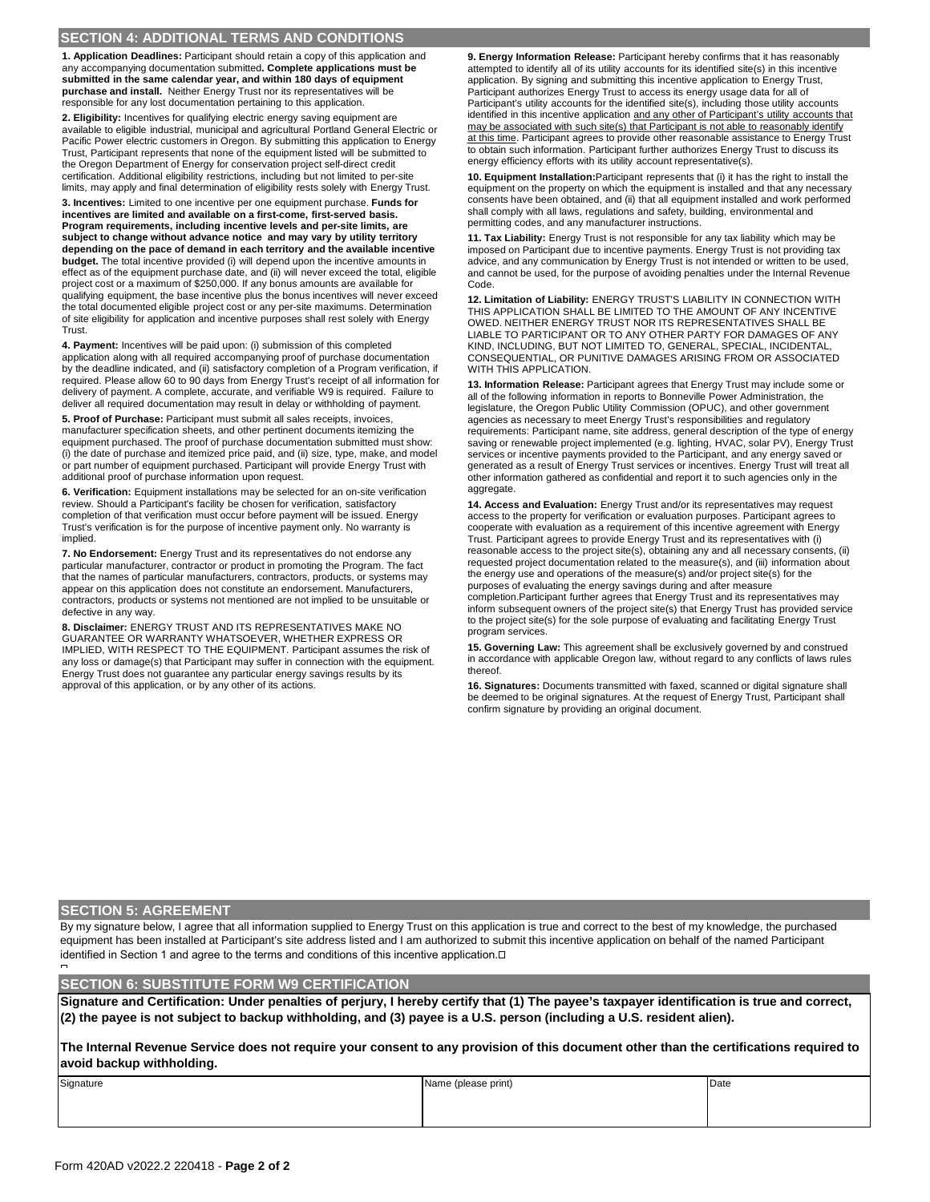## SECTION 4: ADDITIONAL TERMS AND CONDITIONS

**1. Application Deadlines:** Participant should retain a copy of this application and any accompanying documentation submitted**. Complete applications must be submitted in the same calendar year, and within 180 days of equipment purchase and install.** Neither Energy Trust nor its representatives will be responsible for any lost documentation pertaining to this application.

**2. Eligibility:** Incentives for qualifying electric energy saving equipment are available to eligible industrial, municipal and agricultural Portland General Electric or Pacific Power electric customers in Oregon. By submitting this application to Energy Trust, Participant represents that none of the equipment listed will be submitted to the Oregon Department of Energy for conservation project self-direct credit certification. Additional eligibility restrictions, including but not limited to per-site limits, may apply and final determination of eligibility rests solely with Energy Trust.

**3. Incentives:** Limited to one incentive per one equipment purchase. **Funds for incentives are limited and available on a first-come, first-served basis. Program requirements, including incentive levels and per-site limits, are subject to change without advance notice and may vary by utility territory depending on the pace of demand in each territory and the available incentive budget.** The total incentive provided (i) will depend upon the incentive amounts in effect as of the equipment purchase date, and (ii) will never exceed the total, eligible project cost or a maximum of $250,000. If any bonus amounts are available for qualifying equipment, the base incentive plus the bonus incentives will never exceed the total documented eligible project cost or any per-site maximums. Determination of site eligibility for application and incentive purposes shall rest solely with Energy Trust.

**4. Payment:** Incentives will be paid upon: (i) submission of this completed application along with all required accompanying proof of purchase documentation by the deadline indicated, and (ii) satisfactory completion of a Program verification, if required. Please allow 60 to 90 days from Energy Trust's receipt of all information for delivery of payment. A complete, accurate, and verifiable W9 is required. Failure to deliver all required documentation may result in delay or withholding of payment.

**5. Proof of Purchase:** Participant must submit all sales receipts, invoices, manufacturer specification sheets, and other pertinent documents itemizing the equipment purchased. The proof of purchase documentation submitted must show: (i) the date of purchase and itemized price paid, and (ii) size, type, make, and model or part number of equipment purchased. Participant will provide Energy Trust with additional proof of purchase information upon request.

**6. Verification:** Equipment installations may be selected for an on-site verification review. Should a Participant's facility be chosen for verification, satisfactory completion of that verification must occur before payment will be issued. Energy Trust's verification is for the purpose of incentive payment only. No warranty is implied.

**7. No Endorsement:** Energy Trust and its representatives do not endorse any particular manufacturer, contractor or product in promoting the Program. The fact that the names of particular manufacturers, contractors, products, or systems may appear on this application does not constitute an endorsement. Manufacturers, contractors, products or systems not mentioned are not implied to be unsuitable or defective in any way.

**8. Disclaimer:** ENERGY TRUST AND ITS REPRESENTATIVES MAKE NO GUARANTEE OR WARRANTY WHATSOEVER, WHETHER EXPRESS OR IMPLIED, WITH RESPECT TO THE EQUIPMENT. Participant assumes the risk of any loss or damage(s) that Participant may suffer in connection with the equipment. Energy Trust does not guarantee any particular energy savings results by its approval of this application, or by any other of its actions.

**9. Energy Information Release:** Participant hereby confirms that it has reasonably attempted to identify all of its utility accounts for its identified site(s) in this incentive application. By signing and submitting this incentive application to Energy Trust, Participant authorizes Energy Trust to access its energy usage data for all of Participant's utility accounts for the identified site(s), including those utility accounts identified in this incentive application and any other of Participant's utility accounts that may be associated with such site(s) that Participant is not able to reasonably identify at this time. Participant agrees to provide other reasonable assistance to Energy Trust to obtain such information. Participant further authorizes Energy Trust to discuss its energy efficiency efforts with its utility account representative(s).

**10. Equipment Installation:** Participant represents that (i) it has the right to install the equipment on the property on which the equipment is installed and that any necessary consents have been obtained, and (ii) that all equipment installed and work performed shall comply with all laws, regulations and safety, building, environmental and permitting codes, and any manufacturer instructions.

**11. Tax Liability:** Energy Trust is not responsible for any tax liability which may be imposed on Participant due to incentive payments. Energy Trust is not providing tax advice, and any communication by Energy Trust is not intended or written to be used, and cannot be used, for the purpose of avoiding penalties under the Internal Revenue Code.

**12. Limitation of Liability:** ENERGY TRUST'S LIABILITY IN CONNECTION WITH THIS APPLICATION SHALL BE LIMITED TO THE AMOUNT OF ANY INCENTIVE OWED. NEITHER ENERGY TRUST NOR ITS REPRESENTATIVES SHALL BE LIABLE TO PARTICIPANT OR TO ANY OTHER PARTY FOR DAMAGES OF ANY KIND, INCLUDING, BUT NOT LIMITED TO, GENERAL, SPECIAL, INCIDENTAL, CONSEQUENTIAL, OR PUNITIVE DAMAGES ARISING FROM OR ASSOCIATED WITH THIS APPLICATION.

**13. Information Release:** Participant agrees that Energy Trust may include some or all of the following information in reports to Bonneville Power Administration, the legislature, the Oregon Public Utility Commission (OPUC), and other government agencies as necessary to meet Energy Trust's responsibilities and regulatory requirements: Participant name, site address, general description of the type of energy saving or renewable project implemented (e.g. lighting, HVAC, solar PV), Energy Trust services or incentive payments provided to the Participant, and any energy saved or generated as a result of Energy Trust services or incentives. Energy Trust will treat all other information gathered as confidential and report it to such agencies only in the aggregate.

**14. Access and Evaluation:** Energy Trust and/or its representatives may request access to the property for verification or evaluation purposes. Participant agrees to cooperate with evaluation as a requirement of this incentive agreement with Energy Trust. Participant agrees to provide Energy Trust and its representatives with (i) reasonable access to the project site(s), obtaining any and all necessary consents, (ii) requested project documentation related to the measure(s), and (iii) information about the energy use and operations of the measure(s) and/or project site(s) for the purposes of evaluating the energy savings during and after measure completion.Participant further agrees that Energy Trust and its representatives may inform subsequent owners of the project site(s) that Energy Trust has provided service to the project site(s) for the sole purpose of evaluating and facilitating Energy Trust program services.

**15. Governing Law:** This agreement shall be exclusively governed by and construed in accordance with applicable Oregon law, without regard to any conflicts of laws rules thereof.

**16. Signatures:** Documents transmitted with faxed, scanned or digital signature shall be deemed to be original signatures. At the request of Energy Trust, Participant shall confirm signature by providing an original document.

## SECTION 5: AGREEMENT

By my signature below, I agree that all information supplied to Energy Trust on this application is true and correct to the best of my knowledge, the purchased equipment has been installed at Participant's site address listed and I am authorized to submit this incentive application on behalf of the named Participant identified in Section 1 and agree to the terms and conditions of this incentive application.

## SECTION 6: SUBSTITUTE FORM W9 CERTIFICATION

**Signature and Certification: Under penalties of perjury, I hereby certify that (1) The payee's taxpayer identification is true and correct, (2) the payee is not subject to backup withholding, and (3) payee is a U.S. person (including a U.S. resident alien).**

**The Internal Revenue Service does not require your consent to any provision of this document other than the certifications required to avoid backup withholding.**

| Signature | Name (please print) | Date |
|---|---|---|
| | | |

Form 420AD v2022.2 220418